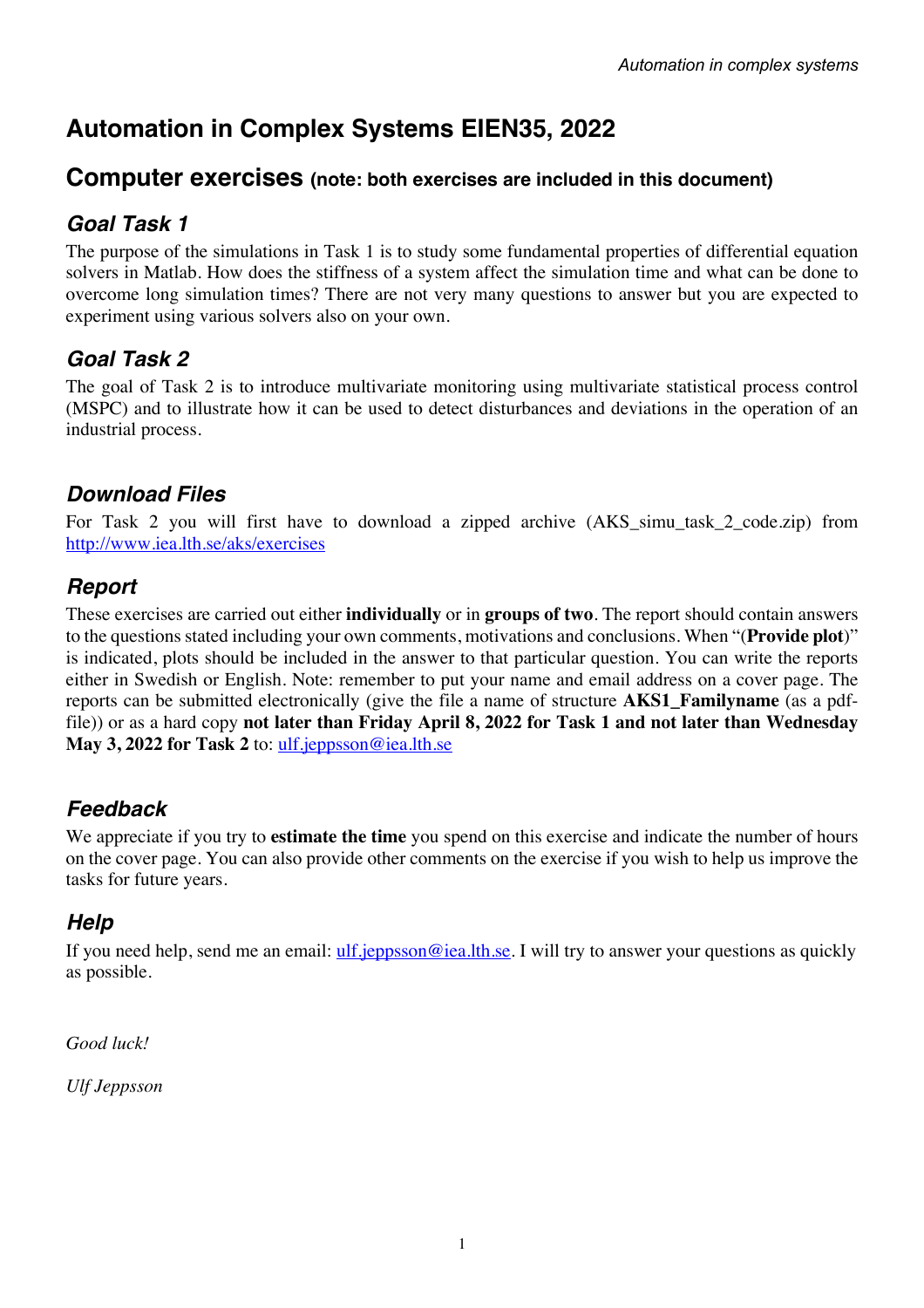# Automation in Complex Systems EIEN35, 2022

## Computer exercises (note: both exercises are included in this document)

### *Goal Task 1*

The purpose of the simulations in Task 1 is to study some fundamental properties of differential equation solvers in Matlab. How does the stiffness of a system affect the simulation time and what can be done to overcome long simulation times? There are not very many questions to answer but you are expected to experiment using various solvers also on your own.

### *Goal Task 2*

The goal of Task 2 is to introduce multivariate monitoring using multivariate statistical process control (MSPC) and to illustrate how it can be used to detect disturbances and deviations in the operation of an industrial process.

### *Download Files*

For Task 2 you will first have to download a zipped archive (AKS_simu_task_2_code.zip) from [http://www.iea.lth.se/aks/exercises](http://www.iea.lth.se/aks/exercises)

### *Report*

These exercises are carried out either **individually** or in **groups of two**. The report should contain answers to the questions stated including your own comments, motivations and conclusions. When "(**Provide plot**)" is indicated, plots should be included in the answer to that particular question. You can write the reports either in Swedish or English. Note: remember to put your name and email address on a cover page. The reports can be submitted electronically (give the file a name of structure **AKS1_Familyname** (as a pdf-file)) or as a hard copy **not later than Friday April 8, 2022 for Task 1 and not later than Wednesday May 3, 2022 for Task 2** to: [ulf.jeppsson@iea.lth.se](mailto:ulf.jeppsson@iea.lth.se)

### *Feedback*

We appreciate if you try to **estimate the time** you spend on this exercise and indicate the number of hours on the cover page. You can also provide other comments on the exercise if you wish to help us improve the tasks for future years.

### *Help*

If you need help, send me an email: [ulf.jeppsson@iea.lth.se](mailto:ulf.jeppsson@iea.lth.se). I will try to answer your questions as quickly as possible.

*Good luck!*

*Ulf Jeppsson*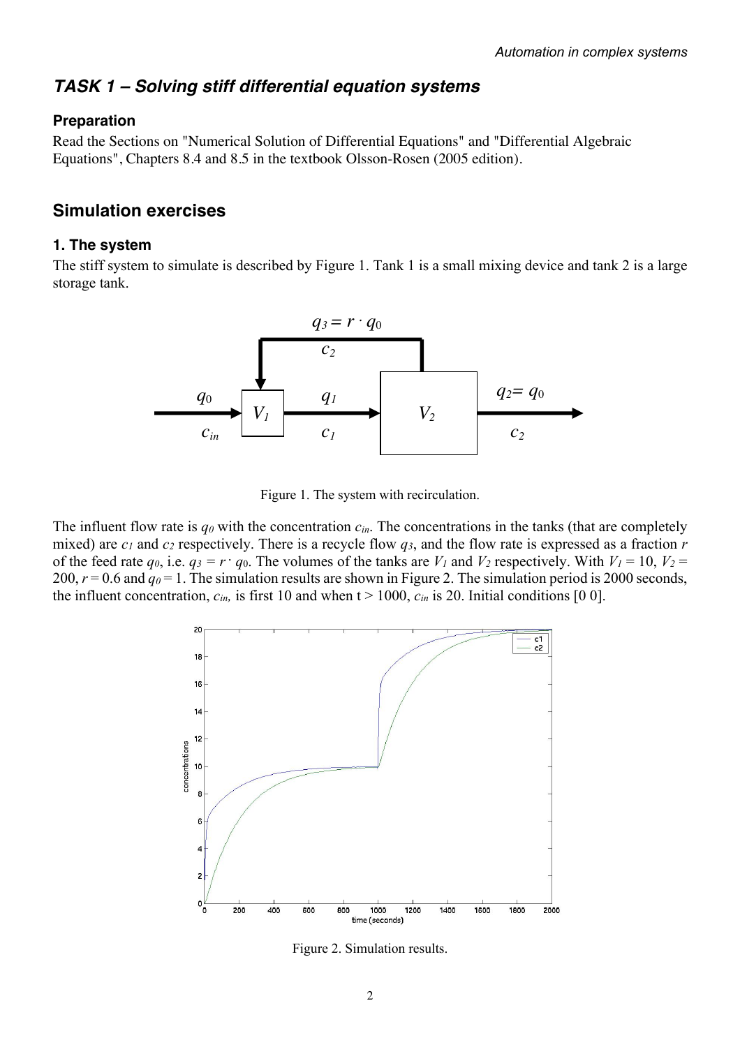## TASK 1 – Solving stiff differential equation systems

### Preparation

Read the Sections on "Numerical Solution of Differential Equations" and "Differential Algebraic Equations", Chapters 8.4 and 8.5 in the textbook Olsson-Rosen (2005 edition).

## Simulation exercises

### 1. The system

The stiff system to simulate is described by Figure 1. Tank 1 is a small mixing device and tank 2 is a large storage tank.

Figure 1. The system with recirculation.

The influent flow rate is $q_0$ with the concentration $c_{in}$. The concentrations in the tanks (that are completely mixed) are $c_1$ and $c_2$ respectively. There is a recycle flow $q_3$, and the flow rate is expressed as a fraction $r$ of the feed rate $q_0$, i.e. $q_3 = r \cdot q_0$. The volumes of the tanks are $V_1$ and $V_2$ respectively. With $V_1 = 10$, $V_2 = 200$, $r = 0.6$ and $q_0 = 1$. The simulation results are shown in Figure 2. The simulation period is 2000 seconds, the influent concentration, $c_{in}$, is first 10 and when t > 1000, $c_{in}$ is 20. Initial conditions [0 0].

Figure 2. Simulation results.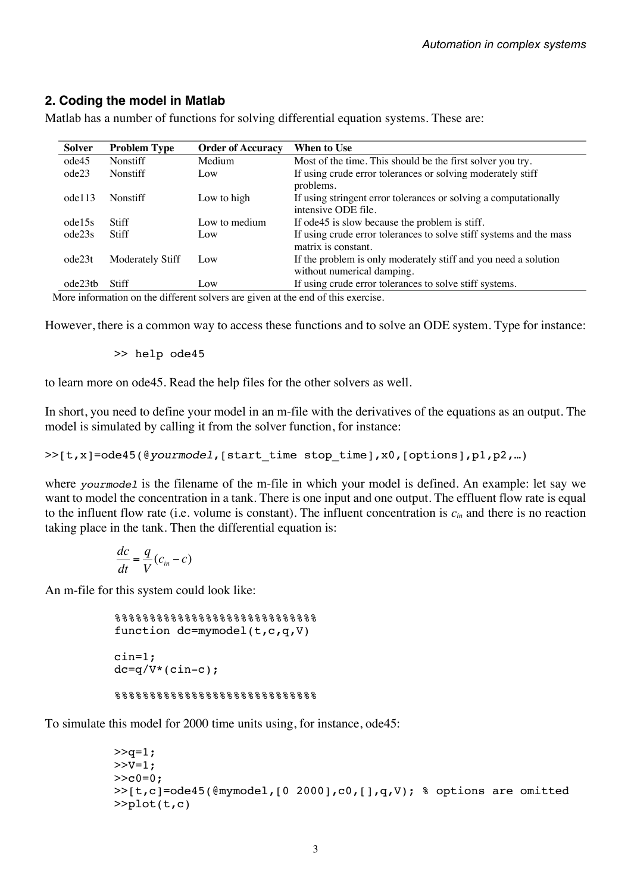## 2. Coding the model in Matlab

Matlab has a number of functions for solving differential equation systems. These are:

| Solver | Problem Type | Order of Accuracy | When to Use |
|---|---|---|---|
| ode45 | Nonstiff | Medium | Most of the time. This should be the first solver you try. |
| ode23 | Nonstiff | Low | If using crude error tolerances or solving moderately stiff problems. |
| ode113 | Nonstiff | Low to high | If using stringent error tolerances or solving a computationally intensive ODE file. |
| ode15s | Stiff | Low to medium | If ode45 is slow because the problem is stiff. |
| ode23s | Stiff | Low | If using crude error tolerances to solve stiff systems and the mass matrix is constant. |
| ode23t | Moderately Stiff | Low | If the problem is only moderately stiff and you need a solution without numerical damping. |
| ode23tb | Stiff | Low | If using crude error tolerances to solve stiff systems. |

More information on the different solvers are given at the end of this exercise.

However, there is a common way to access these functions and to solve an ODE system. Type for instance:

```
>> help ode45
```

to learn more on ode45. Read the help files for the other solvers as well.

In short, you need to define your model in an m-file with the derivatives of the equations as an output. The model is simulated by calling it from the solver function, for instance:

```
>>[t,x]=ode45(@yourmodel,[start_time stop_time],x0,[options],p1,p2,…)
```

where *yourmodel* is the filename of the m-file in which your model is defined. An example: let say we want to model the concentration in a tank. There is one input and one output. The effluent flow rate is equal to the influent flow rate (i.e. volume is constant). The influent concentration is $c_{in}$ and there is no reaction taking place in the tank. Then the differential equation is:

$$\frac{dc}{dt} = \frac{q}{V}(c_{in} - c)$$

An m-file for this system could look like:

```
%%%%%%%%%%%%%%%%%%%%%%%%%%%%%%
function dc=mymodel(t,c,q,V)

cin=1;
dc=q/V*(cin-c);

%%%%%%%%%%%%%%%%%%%%%%%%%%%%%%
```

To simulate this model for 2000 time units using, for instance, ode45:

```
>>q=1;
>>V=1;
>>c0=0;
>>[t,c]=ode45(@mymodel,[0 2000],c0,[],q,V); % options are omitted
>>plot(t,c)
```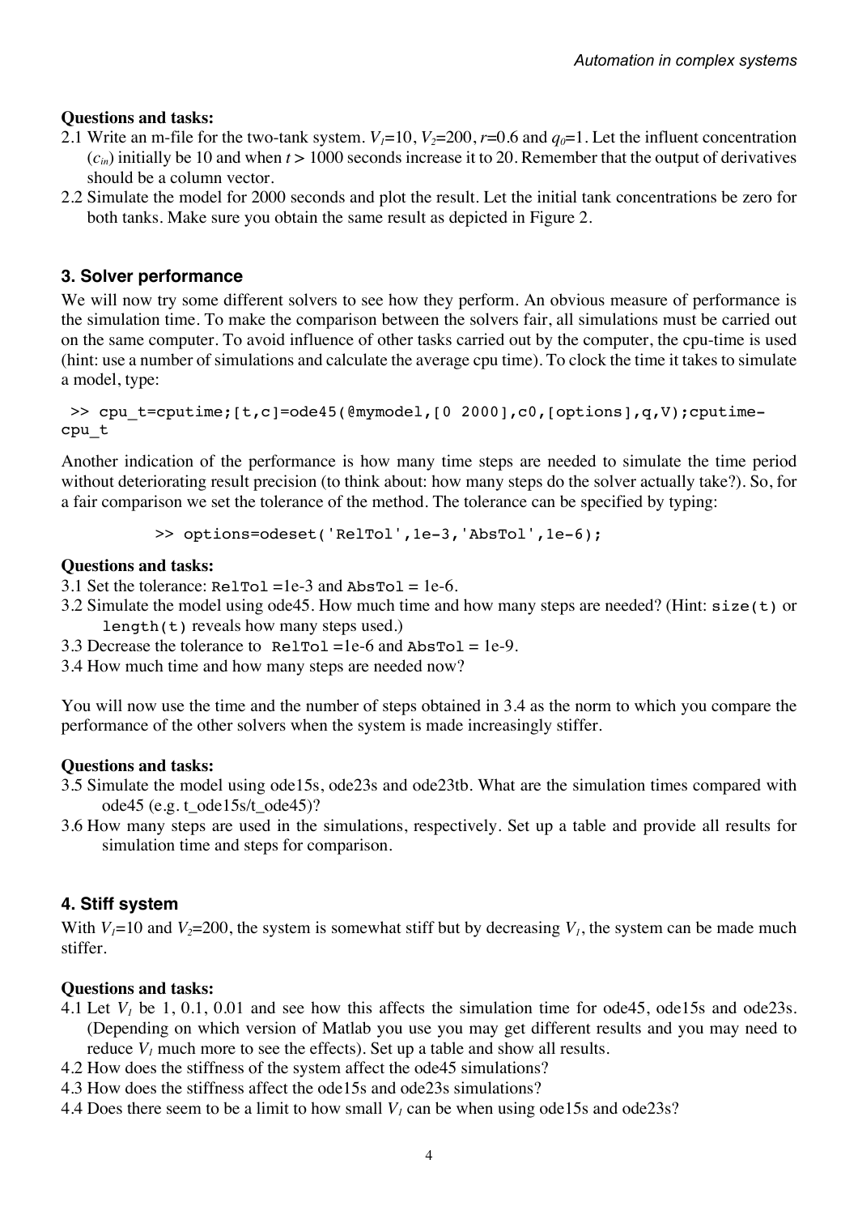**Questions and tasks:**

2.1 Write an m-file for the two-tank system. $V_1$=10, $V_2$=200, $r$=0.6 and $q_0$=1. Let the influent concentration ($c_{in}$) initially be 10 and when $t$ > 1000 seconds increase it to 20. Remember that the output of derivatives should be a column vector.

2.2 Simulate the model for 2000 seconds and plot the result. Let the initial tank concentrations be zero for both tanks. Make sure you obtain the same result as depicted in Figure 2.

### 3. Solver performance

We will now try some different solvers to see how they perform. An obvious measure of performance is the simulation time. To make the comparison between the solvers fair, all simulations must be carried out on the same computer. To avoid influence of other tasks carried out by the computer, the cpu-time is used (hint: use a number of simulations and calculate the average cpu time). To clock the time it takes to simulate a model, type:

```
>> cpu_t=cputime;[t,c]=ode45(@mymodel,[0 2000],c0,[options],q,V);cputime-cpu_t
```

Another indication of the performance is how many time steps are needed to simulate the time period without deteriorating result precision (to think about: how many steps do the solver actually take?). So, for a fair comparison we set the tolerance of the method. The tolerance can be specified by typing:

```
>> options=odeset('RelTol',1e-3,'AbsTol',1e-6);
```

**Questions and tasks:**

3.1 Set the tolerance: `RelTol` =1e-3 and `AbsTol` = 1e-6.

3.2 Simulate the model using ode45. How much time and how many steps are needed? (Hint: `size(t)` or `length(t)` reveals how many steps used.)

3.3 Decrease the tolerance to `RelTol` =1e-6 and `AbsTol` = 1e-9.

3.4 How much time and how many steps are needed now?

You will now use the time and the number of steps obtained in 3.4 as the norm to which you compare the performance of the other solvers when the system is made increasingly stiffer.

**Questions and tasks:**

3.5 Simulate the model using ode15s, ode23s and ode23tb. What are the simulation times compared with ode45 (e.g. t_ode15s/t_ode45)?

3.6 How many steps are used in the simulations, respectively. Set up a table and provide all results for simulation time and steps for comparison.

### 4. Stiff system

With $V_1$=10 and $V_2$=200, the system is somewhat stiff but by decreasing $V_1$, the system can be made much stiffer.

**Questions and tasks:**

4.1 Let $V_1$ be 1, 0.1, 0.01 and see how this affects the simulation time for ode45, ode15s and ode23s. (Depending on which version of Matlab you use you may get different results and you may need to reduce $V_1$ much more to see the effects). Set up a table and show all results.

4.2 How does the stiffness of the system affect the ode45 simulations?

4.3 How does the stiffness affect the ode15s and ode23s simulations?

4.4 Does there seem to be a limit to how small $V_1$ can be when using ode15s and ode23s?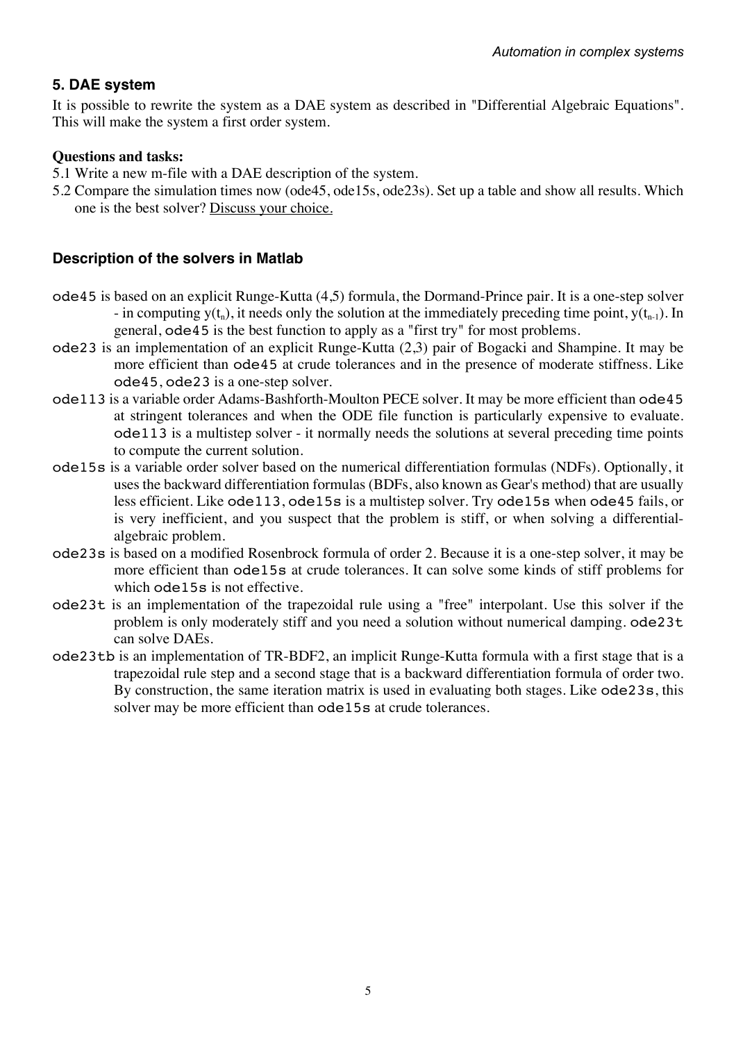## 5. DAE system

It is possible to rewrite the system as a DAE system as described in "Differential Algebraic Equations". This will make the system a first order system.

**Questions and tasks:**

5.1 Write a new m-file with a DAE description of the system.

5.2 Compare the simulation times now (ode45, ode15s, ode23s). Set up a table and show all results. Which one is the best solver? Discuss your choice.

### Description of the solvers in Matlab

`ode45` is based on an explicit Runge-Kutta (4,5) formula, the Dormand-Prince pair. It is a one-step solver - in computing $y(t_n)$, it needs only the solution at the immediately preceding time point, $y(t_{n-1})$. In general, `ode45` is the best function to apply as a "first try" for most problems.

`ode23` is an implementation of an explicit Runge-Kutta (2,3) pair of Bogacki and Shampine. It may be more efficient than `ode45` at crude tolerances and in the presence of moderate stiffness. Like `ode45`, `ode23` is a one-step solver.

`ode113` is a variable order Adams-Bashforth-Moulton PECE solver. It may be more efficient than `ode45` at stringent tolerances and when the ODE file function is particularly expensive to evaluate. `ode113` is a multistep solver - it normally needs the solutions at several preceding time points to compute the current solution.

`ode15s` is a variable order solver based on the numerical differentiation formulas (NDFs). Optionally, it uses the backward differentiation formulas (BDFs, also known as Gear's method) that are usually less efficient. Like `ode113`, `ode15s` is a multistep solver. Try `ode15s` when `ode45` fails, or is very inefficient, and you suspect that the problem is stiff, or when solving a differential-algebraic problem.

`ode23s` is based on a modified Rosenbrock formula of order 2. Because it is a one-step solver, it may be more efficient than `ode15s` at crude tolerances. It can solve some kinds of stiff problems for which `ode15s` is not effective.

`ode23t` is an implementation of the trapezoidal rule using a "free" interpolant. Use this solver if the problem is only moderately stiff and you need a solution without numerical damping. `ode23t` can solve DAEs.

`ode23tb` is an implementation of TR-BDF2, an implicit Runge-Kutta formula with a first stage that is a trapezoidal rule step and a second stage that is a backward differentiation formula of order two. By construction, the same iteration matrix is used in evaluating both stages. Like `ode23s`, this solver may be more efficient than `ode15s` at crude tolerances.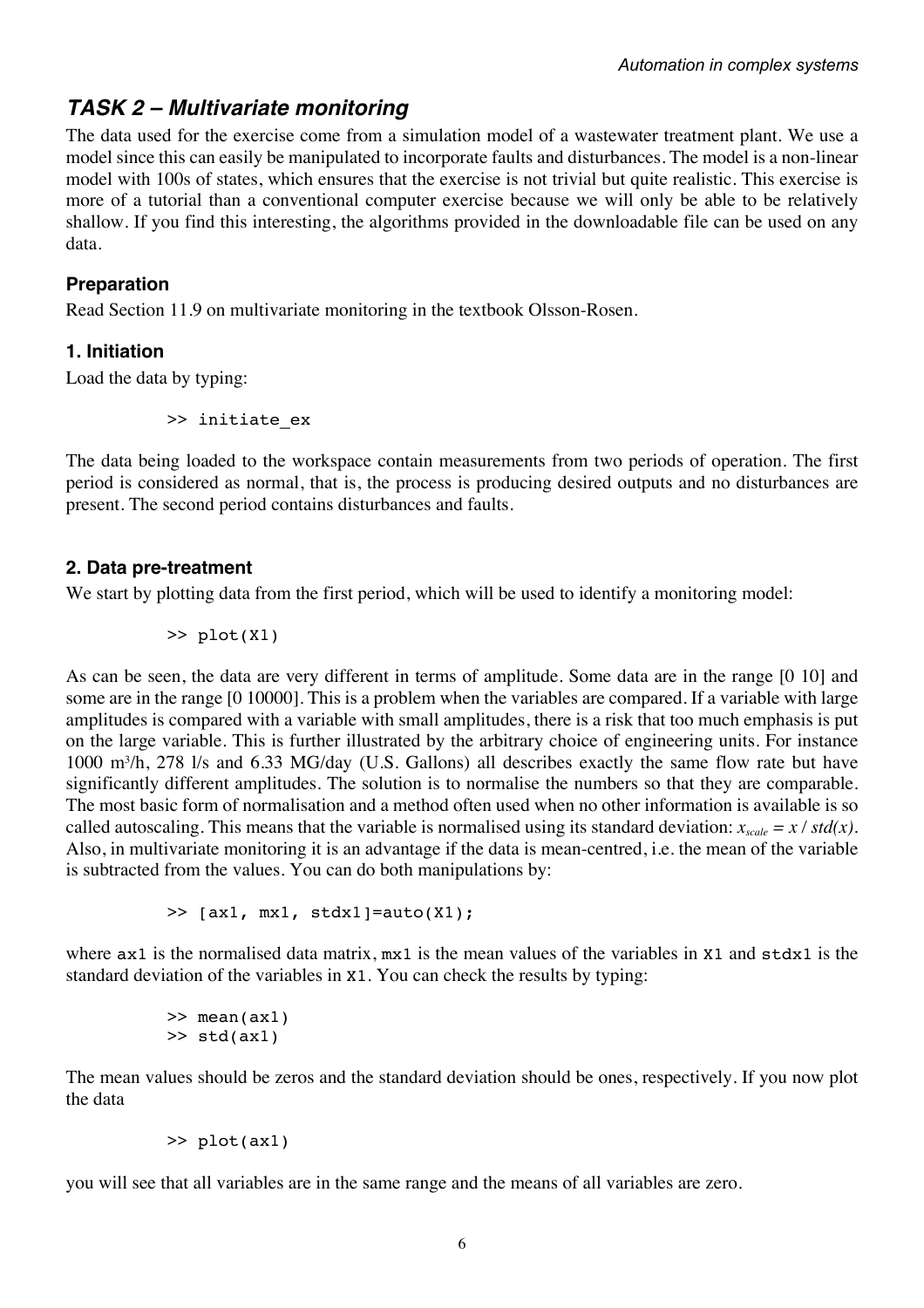## *TASK 2 – Multivariate monitoring*

The data used for the exercise come from a simulation model of a wastewater treatment plant. We use a model since this can easily be manipulated to incorporate faults and disturbances. The model is a non-linear model with 100s of states, which ensures that the exercise is not trivial but quite realistic. This exercise is more of a tutorial than a conventional computer exercise because we will only be able to be relatively shallow. If you find this interesting, the algorithms provided in the downloadable file can be used on any data.

### Preparation

Read Section 11.9 on multivariate monitoring in the textbook Olsson-Rosen.

### 1. Initiation

Load the data by typing:

```
>> initiate_ex
```

The data being loaded to the workspace contain measurements from two periods of operation. The first period is considered as normal, that is, the process is producing desired outputs and no disturbances are present. The second period contains disturbances and faults.

### 2. Data pre-treatment

We start by plotting data from the first period, which will be used to identify a monitoring model:

```
>> plot(X1)
```

As can be seen, the data are very different in terms of amplitude. Some data are in the range [0 10] and some are in the range [0 10000]. This is a problem when the variables are compared. If a variable with large amplitudes is compared with a variable with small amplitudes, there is a risk that too much emphasis is put on the large variable. This is further illustrated by the arbitrary choice of engineering units. For instance 1000 $m^3$/h, 278 l/s and 6.33 MG/day (U.S. Gallons) all describes exactly the same flow rate but have significantly different amplitudes. The solution is to normalise the numbers so that they are comparable. The most basic form of normalisation and a method often used when no other information is available is so called autoscaling. This means that the variable is normalised using its standard deviation: $x_{scale} = x / std(x)$. Also, in multivariate monitoring it is an advantage if the data is mean-centred, i.e. the mean of the variable is subtracted from the values. You can do both manipulations by:

```
>> [ax1, mx1, stdx1]=auto(X1);
```

where `ax1` is the normalised data matrix, `mx1` is the mean values of the variables in `X1` and `stdx1` is the standard deviation of the variables in `X1`. You can check the results by typing:

```
>> mean(ax1)
>> std(ax1)
```

The mean values should be zeros and the standard deviation should be ones, respectively. If you now plot the data

```
>> plot(ax1)
```

you will see that all variables are in the same range and the means of all variables are zero.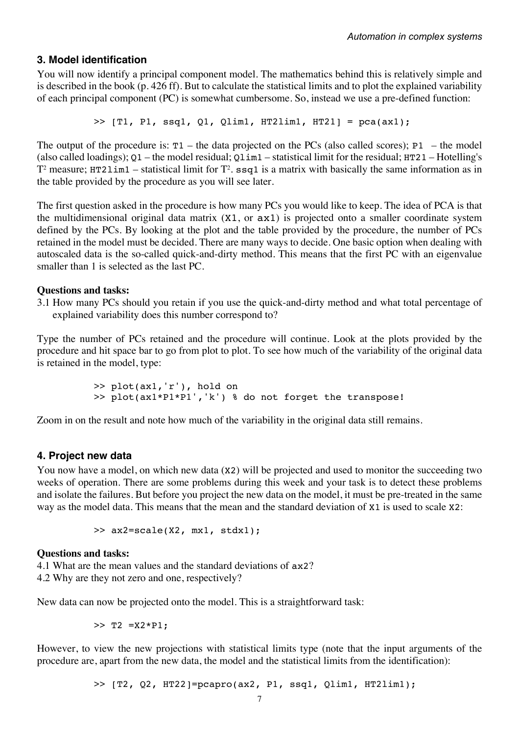## 3. Model identification

You will now identify a principal component model. The mathematics behind this is relatively simple and is described in the book (p. 426 ff). But to calculate the statistical limits and to plot the explained variability of each principal component (PC) is somewhat cumbersome. So, instead we use a pre-defined function:

```
>> [T1, P1, ssq1, Q1, Qlim1, HT2lim1, HT21] = pca(ax1);
```

The output of the procedure is: `T1` – the data projected on the PCs (also called scores); `P1` – the model (also called loadings); `Q1` – the model residual; `Qlim1` – statistical limit for the residual; `HT21` – Hotelling's $T^2$ measure; `HT2lim1` – statistical limit for $T^2$. `ssq1` is a matrix with basically the same information as in the table provided by the procedure as you will see later.

The first question asked in the procedure is how many PCs you would like to keep. The idea of PCA is that the multidimensional original data matrix (`X1`, or `ax1`) is projected onto a smaller coordinate system defined by the PCs. By looking at the plot and the table provided by the procedure, the number of PCs retained in the model must be decided. There are many ways to decide. One basic option when dealing with autoscaled data is the so-called quick-and-dirty method. This means that the first PC with an eigenvalue smaller than 1 is selected as the last PC.

**Questions and tasks:**

3.1 How many PCs should you retain if you use the quick-and-dirty method and what total percentage of explained variability does this number correspond to?

Type the number of PCs retained and the procedure will continue. Look at the plots provided by the procedure and hit space bar to go from plot to plot. To see how much of the variability of the original data is retained in the model, type:

```
>> plot(ax1,'r'), hold on
>> plot(ax1*P1*P1','k') % do not forget the transpose!
```

Zoom in on the result and note how much of the variability in the original data still remains.

## 4. Project new data

You now have a model, on which new data (`X2`) will be projected and used to monitor the succeeding two weeks of operation. There are some problems during this week and your task is to detect these problems and isolate the failures. But before you project the new data on the model, it must be pre-treated in the same way as the model data. This means that the mean and the standard deviation of `X1` is used to scale `X2`:

```
>> ax2=scale(X2, mx1, stdx1);
```

**Questions and tasks:**

4.1 What are the mean values and the standard deviations of `ax2`?
4.2 Why are they not zero and one, respectively?

New data can now be projected onto the model. This is a straightforward task:

```
>> T2 =X2*P1;
```

However, to view the new projections with statistical limits type (note that the input arguments of the procedure are, apart from the new data, the model and the statistical limits from the identification):

```
>> [T2, Q2, HT22]=pcapro(ax2, P1, ssq1, Qlim1, HT2lim1);
```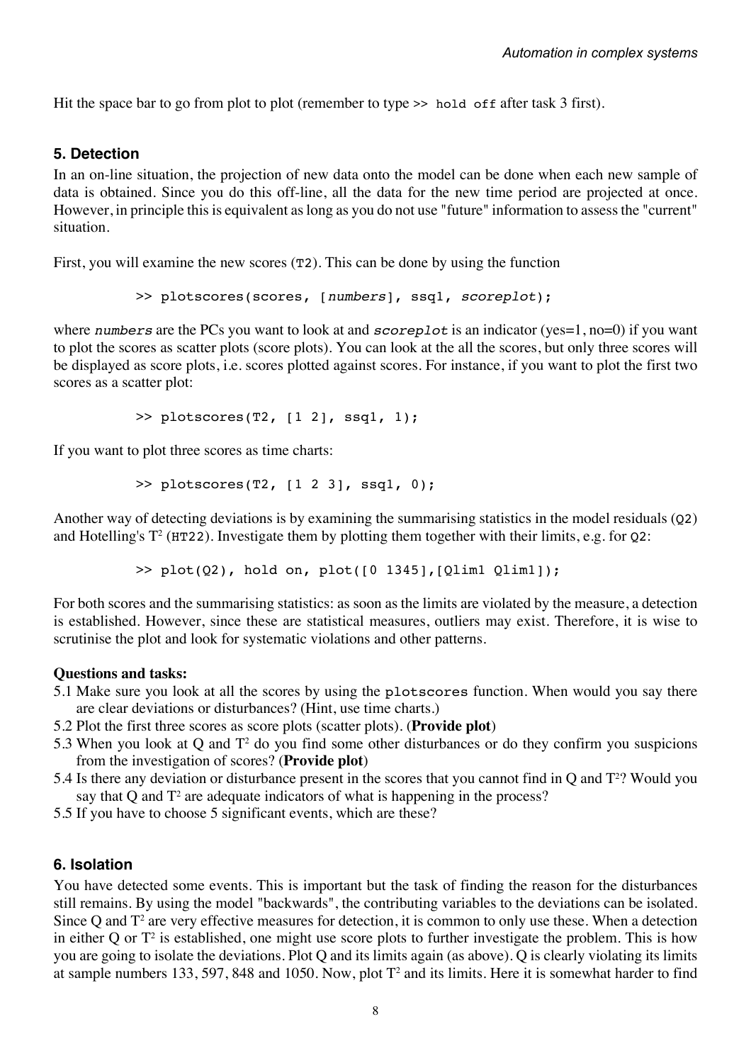Hit the space bar to go from plot to plot (remember to type `>> hold off` after task 3 first).

### 5. Detection

In an on-line situation, the projection of new data onto the model can be done when each new sample of data is obtained. Since you do this off-line, all the data for the new time period are projected at once. However, in principle this is equivalent as long as you do not use "future" information to assess the "current" situation.

First, you will examine the new scores (`T2`). This can be done by using the function

```
>> plotscores(scores, [numbers], ssq1, scoreplot);
```

where *numbers* are the PCs you want to look at and *scoreplot* is an indicator (yes=1, no=0) if you want to plot the scores as scatter plots (score plots). You can look at the all the scores, but only three scores will be displayed as score plots, i.e. scores plotted against scores. For instance, if you want to plot the first two scores as a scatter plot:

```
>> plotscores(T2, [1 2], ssq1, 1);
```

If you want to plot three scores as time charts:

```
>> plotscores(T2, [1 2 3], ssq1, 0);
```

Another way of detecting deviations is by examining the summarising statistics in the model residuals (`Q2`) and Hotelling's $T^2$ (`HT22`). Investigate them by plotting them together with their limits, e.g. for `Q2`:

```
>> plot(Q2), hold on, plot([0 1345],[Qlim1 Qlim1]);
```

For both scores and the summarising statistics: as soon as the limits are violated by the measure, a detection is established. However, since these are statistical measures, outliers may exist. Therefore, it is wise to scrutinise the plot and look for systematic violations and other patterns.

**Questions and tasks:**

5.1 Make sure you look at all the scores by using the `plotscores` function. When would you say there are clear deviations or disturbances? (Hint, use time charts.)

5.2 Plot the first three scores as score plots (scatter plots). (**Provide plot**)

5.3 When you look at Q and $T^2$ do you find some other disturbances or do they confirm you suspicions from the investigation of scores? (**Provide plot**)

5.4 Is there any deviation or disturbance present in the scores that you cannot find in Q and $T^2$? Would you say that Q and $T^2$ are adequate indicators of what is happening in the process?

5.5 If you have to choose 5 significant events, which are these?

### 6. Isolation

You have detected some events. This is important but the task of finding the reason for the disturbances still remains. By using the model "backwards", the contributing variables to the deviations can be isolated. Since Q and $T^2$ are very effective measures for detection, it is common to only use these. When a detection in either Q or $T^2$ is established, one might use score plots to further investigate the problem. This is how you are going to isolate the deviations. Plot Q and its limits again (as above). Q is clearly violating its limits at sample numbers 133, 597, 848 and 1050. Now, plot $T^2$ and its limits. Here it is somewhat harder to find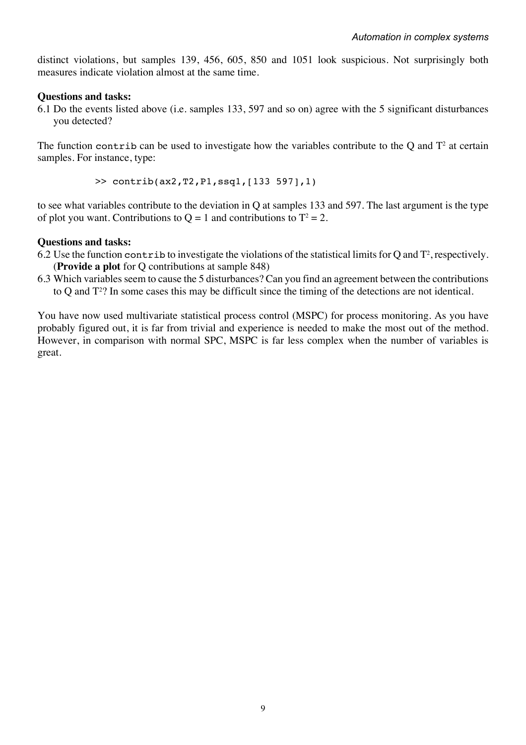distinct violations, but samples 139, 456, 605, 850 and 1051 look suspicious. Not surprisingly both measures indicate violation almost at the same time.

**Questions and tasks:**

6.1 Do the events listed above (i.e. samples 133, 597 and so on) agree with the 5 significant disturbances you detected?

The function `contrib` can be used to investigate how the variables contribute to the Q and $T^2$ at certain samples. For instance, type:

```
>> contrib(ax2,T2,P1,ssq1,[133 597],1)
```

to see what variables contribute to the deviation in Q at samples 133 and 597. The last argument is the type of plot you want. Contributions to Q = 1 and contributions to $T^2$ = 2.

**Questions and tasks:**

6.2 Use the function `contrib` to investigate the violations of the statistical limits for Q and $T^2$, respectively. (**Provide a plot** for Q contributions at sample 848)

6.3 Which variables seem to cause the 5 disturbances? Can you find an agreement between the contributions to Q and $T^2$? In some cases this may be difficult since the timing of the detections are not identical.

You have now used multivariate statistical process control (MSPC) for process monitoring. As you have probably figured out, it is far from trivial and experience is needed to make the most out of the method. However, in comparison with normal SPC, MSPC is far less complex when the number of variables is great.